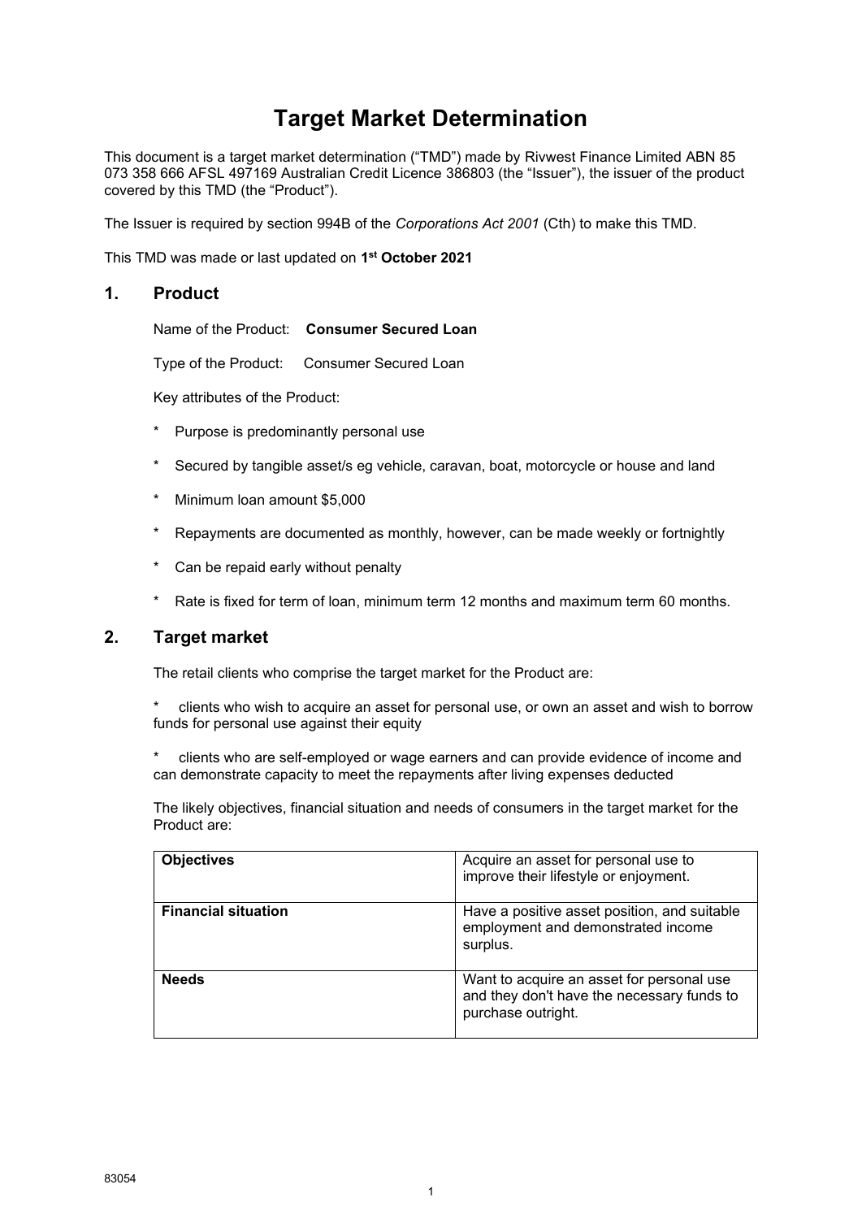# Target Market Determination

This document is a target market determination ("TMD") made by Rivwest Finance Limited ABN 85 073 358 666 AFSL 497169 Australian Credit Licence 386803 (the "Issuer"), the issuer of the product covered by this TMD (the "Product").

The Issuer is required by section 994B of the *Corporations Act 2001* (Cth) to make this TMD.

This TMD was made or last updated on **1st October 2021**

## 1. Product

Name of the Product: **Consumer Secured Loan**

Type of the Product: Consumer Secured Loan

Key attributes of the Product:

* Purpose is predominantly personal use
* Secured by tangible asset/s eg vehicle, caravan, boat, motorcycle or house and land
* Minimum loan amount $5,000
* Repayments are documented as monthly, however, can be made weekly or fortnightly
* Can be repaid early without penalty
* Rate is fixed for term of loan, minimum term 12 months and maximum term 60 months.

## 2. Target market

The retail clients who comprise the target market for the Product are:

* clients who wish to acquire an asset for personal use, or own an asset and wish to borrow funds for personal use against their equity
* clients who are self-employed or wage earners and can provide evidence of income and can demonstrate capacity to meet the repayments after living expenses deducted

The likely objectives, financial situation and needs of consumers in the target market for the Product are:

| | |
|---|---|
| **Objectives** | Acquire an asset for personal use to improve their lifestyle or enjoyment. |
| **Financial situation** | Have a positive asset position, and suitable employment and demonstrated income surplus. |
| **Needs** | Want to acquire an asset for personal use and they don't have the necessary funds to purchase outright. |

83054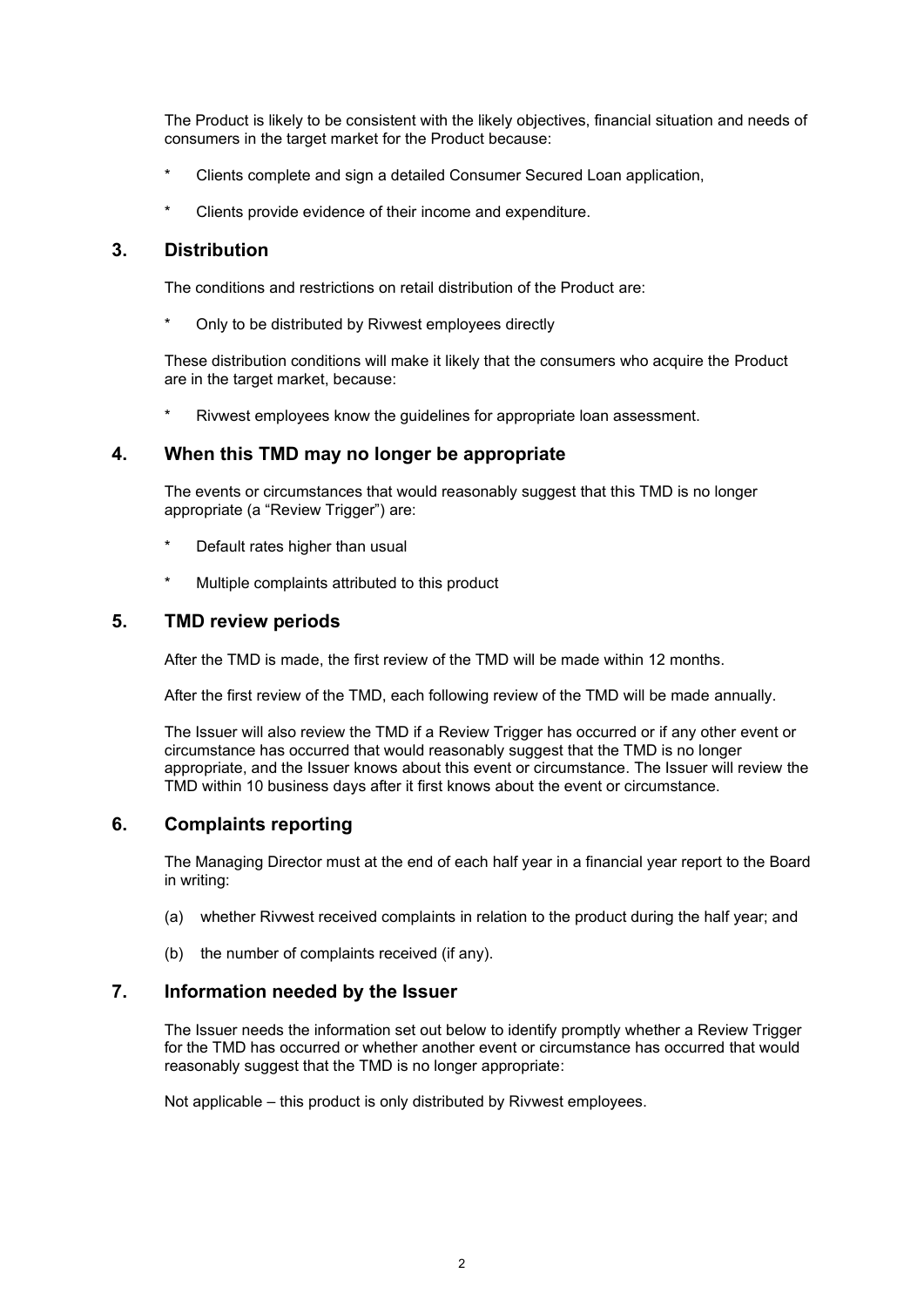The Product is likely to be consistent with the likely objectives, financial situation and needs of consumers in the target market for the Product because:

* Clients complete and sign a detailed Consumer Secured Loan application,
* Clients provide evidence of their income and expenditure.

## 3. Distribution

The conditions and restrictions on retail distribution of the Product are:

* Only to be distributed by Rivwest employees directly

These distribution conditions will make it likely that the consumers who acquire the Product are in the target market, because:

* Rivwest employees know the guidelines for appropriate loan assessment.

## 4. When this TMD may no longer be appropriate

The events or circumstances that would reasonably suggest that this TMD is no longer appropriate (a "Review Trigger") are:

* Default rates higher than usual
* Multiple complaints attributed to this product

## 5. TMD review periods

After the TMD is made, the first review of the TMD will be made within 12 months.

After the first review of the TMD, each following review of the TMD will be made annually.

The Issuer will also review the TMD if a Review Trigger has occurred or if any other event or circumstance has occurred that would reasonably suggest that the TMD is no longer appropriate, and the Issuer knows about this event or circumstance. The Issuer will review the TMD within 10 business days after it first knows about the event or circumstance.

## 6. Complaints reporting

The Managing Director must at the end of each half year in a financial year report to the Board in writing:

(a) whether Rivwest received complaints in relation to the product during the half year; and

(b) the number of complaints received (if any).

## 7. Information needed by the Issuer

The Issuer needs the information set out below to identify promptly whether a Review Trigger for the TMD has occurred or whether another event or circumstance has occurred that would reasonably suggest that the TMD is no longer appropriate:

Not applicable – this product is only distributed by Rivwest employees.